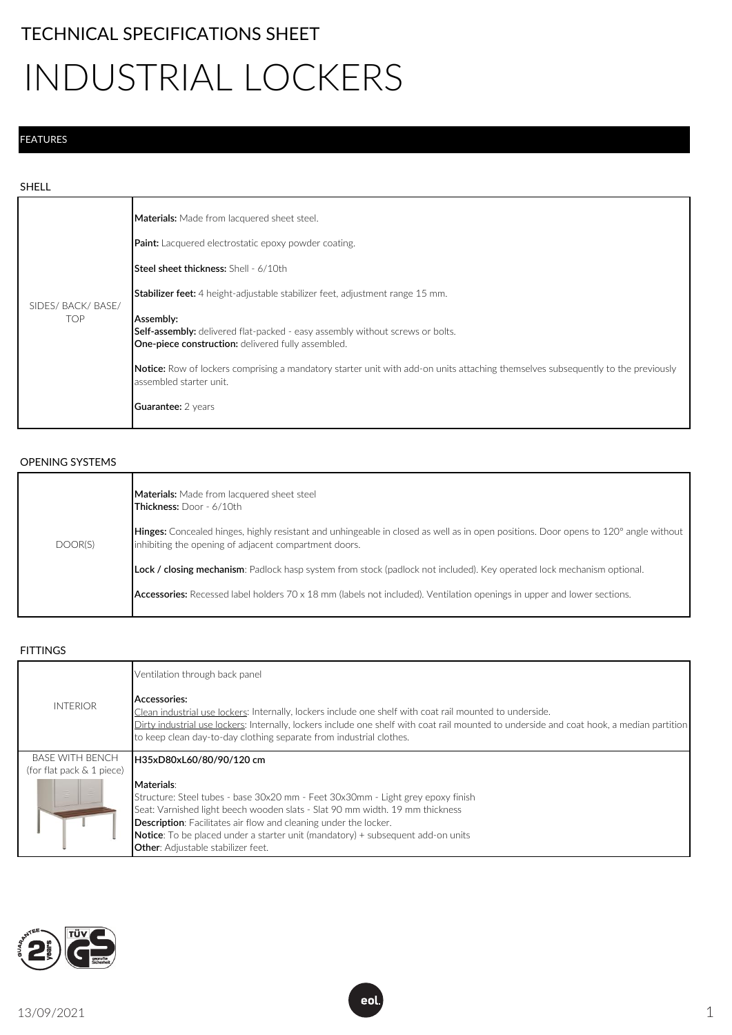TECHNICAL SPECIFICATIONS SHEET

# INDUSTRIAL LOCKERS

## FEATURES

### SHELL

| | |
|---|---|
| SIDES/ BACK/ BASE/ TOP | **Materials:** Made from lacquered sheet steel.<br><br>**Paint:** Lacquered electrostatic epoxy powder coating.<br><br>**Steel sheet thickness:** Shell - 6/10th<br><br>**Stabilizer feet:** 4 height-adjustable stabilizer feet, adjustment range 15 mm.<br><br>**Assembly:**<br>**Self-assembly:** delivered flat-packed - easy assembly without screws or bolts.<br>**One-piece construction:** delivered fully assembled.<br><br>**Notice:** Row of lockers comprising a mandatory starter unit with add-on units attaching themselves subsequently to the previously assembled starter unit.<br><br>**Guarantee:** 2 years |

### OPENING SYSTEMS

| | |
|---|---|
| DOOR(S) | **Materials:** Made from lacquered sheet steel<br>**Thickness:** Door - 6/10th<br><br>**Hinges:** Concealed hinges, highly resistant and unhingeable in closed as well as in open positions. Door opens to 120° angle without inhibiting the opening of adjacent compartment doors.<br><br>**Lock / closing mechanism**: Padlock hasp system from stock (padlock not included). Key operated lock mechanism optional.<br><br>**Accessories:** Recessed label holders 70 x 18 mm (labels not included). Ventilation openings in upper and lower sections. |

### FITTINGS

| | |
|---|---|
| INTERIOR | Ventilation through back panel<br><br>**Accessories:**<br>Clean industrial use lockers: Internally, lockers include one shelf with coat rail mounted to underside.<br>Dirty industrial use lockers: Internally, lockers include one shelf with coat rail mounted to underside and coat hook, a median partition to keep clean day-to-day clothing separate from industrial clothes. |
| BASE WITH BENCH (for flat pack & 1 piece) | **H35xD80xL60/80/90/120 cm**<br><br>**Materials**:<br>Structure: Steel tubes - base 30x20 mm - Feet 30x30mm - Light grey epoxy finish<br>Seat: Varnished light beech wooden slats - Slat 90 mm width. 19 mm thickness<br>**Description**: Facilitates air flow and cleaning under the locker.<br>**Notice**: To be placed under a starter unit (mandatory) + subsequent add-on units<br>**Other**: Adjustable stabilizer feet. |

13/09/2021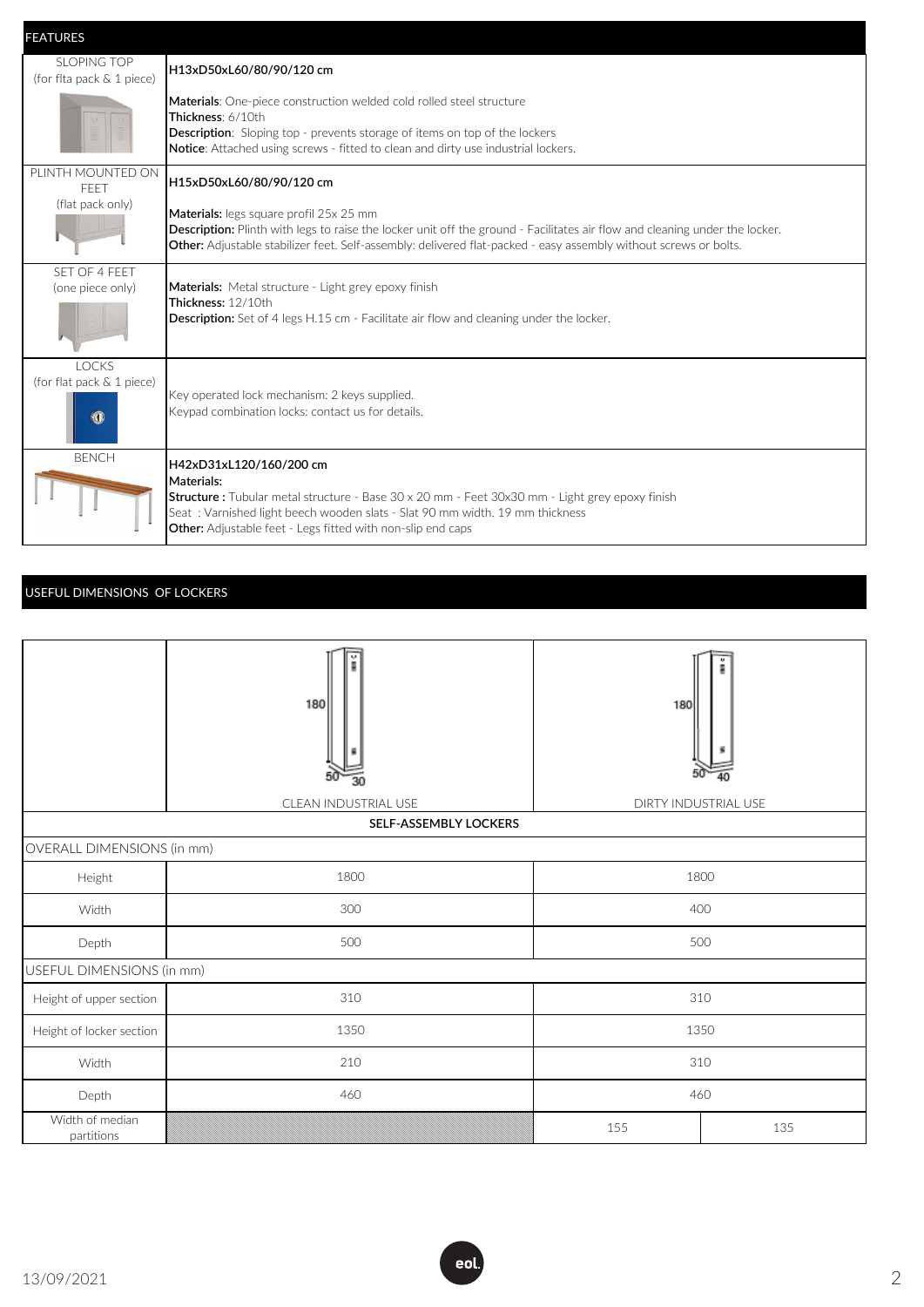## FEATURES

| | |
|---|---|
| SLOPING TOP (for flta pack & 1 piece) | **H13xD50xL60/80/90/120 cm**<br><br>**Materials**: One-piece construction welded cold rolled steel structure<br>**Thickness**: 6/10th<br>**Description**: Sloping top - prevents storage of items on top of the lockers<br>**Notice**: Attached using screws - fitted to clean and dirty use industrial lockers. |
| PLINTH MOUNTED ON FEET (flat pack only) | **H15xD50xL60/80/90/120 cm**<br><br>**Materials:** legs square profil 25x 25 mm<br>**Description:** Plinth with legs to raise the locker unit off the ground - Facilitates air flow and cleaning under the locker.<br>**Other:** Adjustable stabilizer feet. Self-assembly: delivered flat-packed - easy assembly without screws or bolts. |
| SET OF 4 FEET (one piece only) | **Materials:** Metal structure - Light grey epoxy finish<br>**Thickness:** 12/10th<br>**Description:** Set of 4 legs H.15 cm - Facilitate air flow and cleaning under the locker. |
| LOCKS (for flat pack & 1 piece) | Key operated lock mechanism: 2 keys supplied.<br>Keypad combination locks: contact us for details. |
| BENCH | **H42xD31xL120/160/200 cm**<br>**Materials:**<br>**Structure :** Tubular metal structure - Base 30 x 20 mm - Feet 30x30 mm - Light grey epoxy finish<br>Seat : Varnished light beech wooden slats - Slat 90 mm width. 19 mm thickness<br>**Other:** Adjustable feet - Legs fitted with non-slip end caps |

## USEFUL DIMENSIONS OF LOCKERS

| | CLEAN INDUSTRIAL USE | DIRTY INDUSTRIAL USE | |
|---|---|---|---|
| | **SELF-ASSEMBLY LOCKERS** | | |
| OVERALL DIMENSIONS (in mm) | | | |
| Height | 1800 | 1800 | |
| Width | 300 | 400 | |
| Depth | 500 | 500 | |
| USEFUL DIMENSIONS (in mm) | | | |
| Height of upper section | 310 | 310 | |
| Height of locker section | 1350 | 1350 | |
| Width | 210 | 310 | |
| Depth | 460 | 460 | |
| Width of median partitions | | 155 | 135 |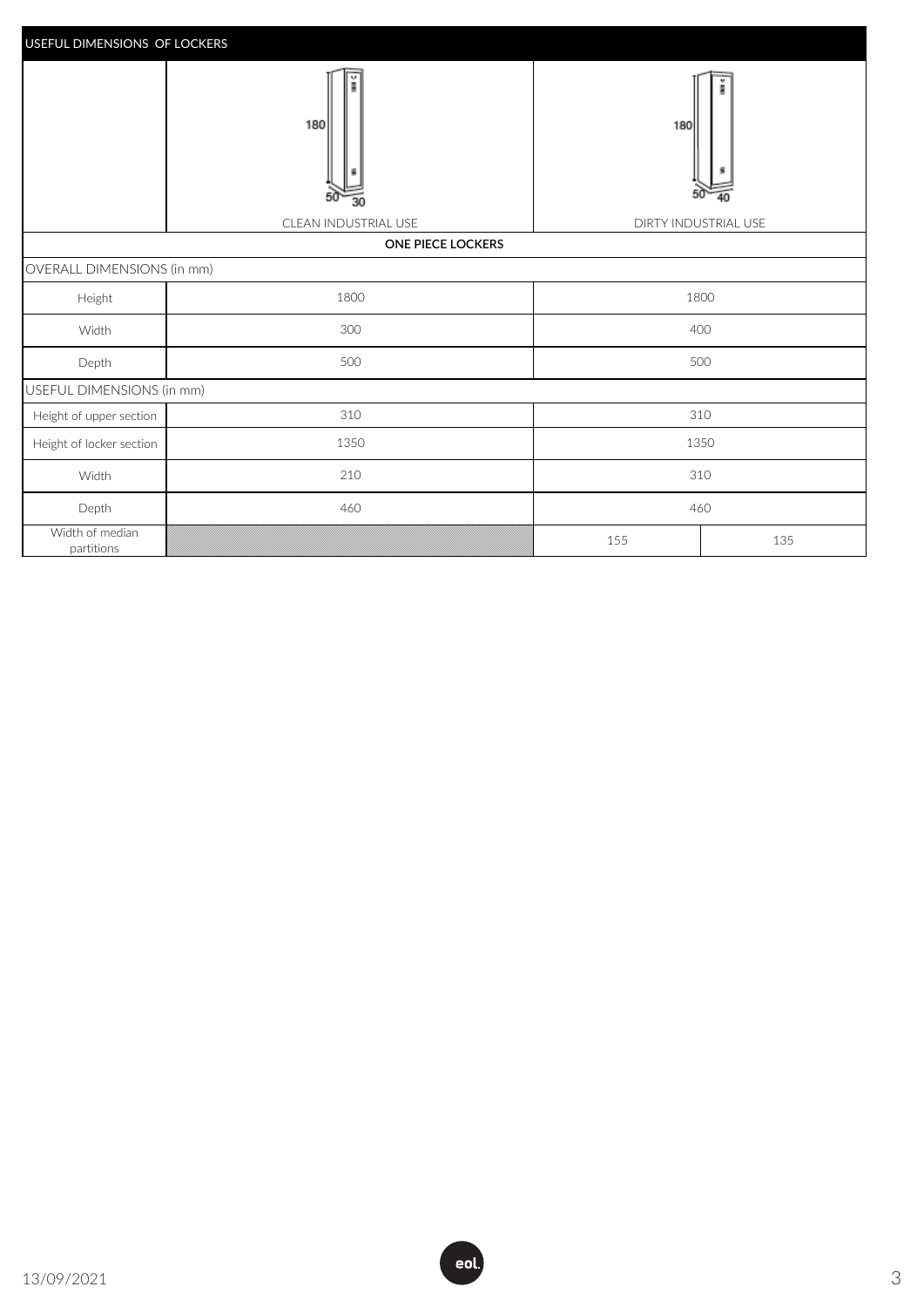## USEFUL DIMENSIONS OF LOCKERS

180
50 30

180
50 40

| | | | |
|---|---|---|---|
| | CLEAN INDUSTRIAL USE | DIRTY INDUSTRIAL USE | |
| | **ONE PIECE LOCKERS** | | |
| OVERALL DIMENSIONS (in mm) | | | |
| Height | 1800 | 1800 | |
| Width | 300 | 400 | |
| Depth | 500 | 500 | |
| USEFUL DIMENSIONS (in mm) | | | |
| Height of upper section | 310 | 310 | |
| Height of locker section | 1350 | 1350 | |
| Width | 210 | 310 | |
| Depth | 460 | 460 | |
| Width of median partitions | | 155 | 135 |

13/09/2021